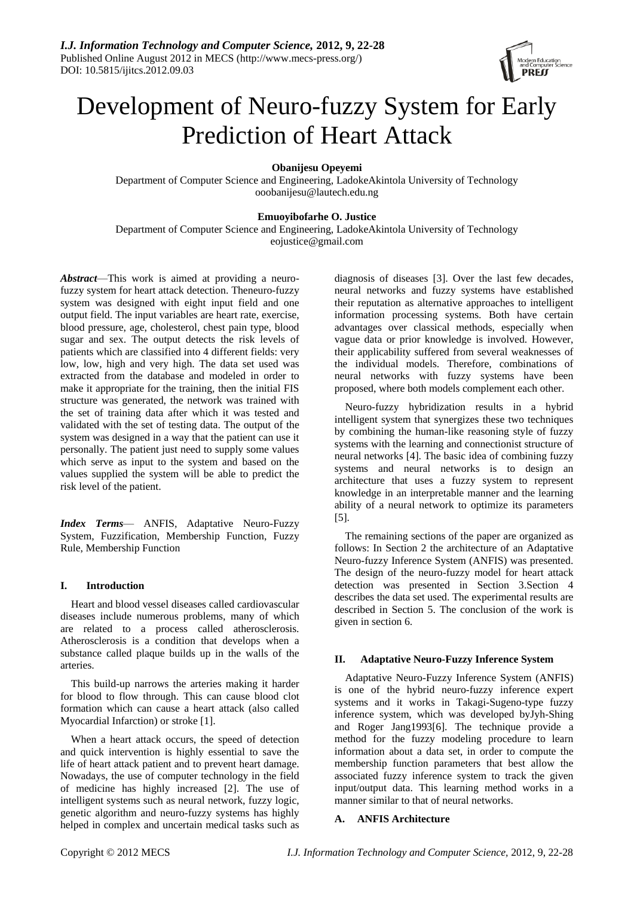# Development of Neuro-fuzzy System for Early Prediction of Heart Attack

**Obanijesu Opeyemi**

Department of Computer Science and Engineering, LadokeAkintola University of Technology
ooobanijesu@lautech.edu.ng

**Emuoyibofarhe O. Justice**

Department of Computer Science and Engineering, LadokeAkintola University of Technology
eojustice@gmail.com

***Abstract***—This work is aimed at providing a neuro-fuzzy system for heart attack detection. Theneuro-fuzzy system was designed with eight input field and one output field. The input variables are heart rate, exercise, blood pressure, age, cholesterol, chest pain type, blood sugar and sex. The output detects the risk levels of patients which are classified into 4 different fields: very low, low, high and very high. The data set used was extracted from the database and modeled in order to make it appropriate for the training, then the initial FIS structure was generated, the network was trained with the set of training data after which it was tested and validated with the set of testing data. The output of the system was designed in a way that the patient can use it personally. The patient just need to supply some values which serve as input to the system and based on the values supplied the system will be able to predict the risk level of the patient.

***Index Terms***— ANFIS, Adaptative Neuro-Fuzzy System, Fuzzification, Membership Function, Fuzzy Rule, Membership Function

## I. Introduction

Heart and blood vessel diseases called cardiovascular diseases include numerous problems, many of which are related to a process called atherosclerosis. Atherosclerosis is a condition that develops when a substance called plaque builds up in the walls of the arteries.

This build-up narrows the arteries making it harder for blood to flow through. This can cause blood clot formation which can cause a heart attack (also called Myocardial Infarction) or stroke [1].

When a heart attack occurs, the speed of detection and quick intervention is highly essential to save the life of heart attack patient and to prevent heart damage. Nowadays, the use of computer technology in the field of medicine has highly increased [2]. The use of intelligent systems such as neural network, fuzzy logic, genetic algorithm and neuro-fuzzy systems has highly helped in complex and uncertain medical tasks such as diagnosis of diseases [3]. Over the last few decades, neural networks and fuzzy systems have established their reputation as alternative approaches to intelligent information processing systems. Both have certain advantages over classical methods, especially when vague data or prior knowledge is involved. However, their applicability suffered from several weaknesses of the individual models. Therefore, combinations of neural networks with fuzzy systems have been proposed, where both models complement each other.

Neuro-fuzzy hybridization results in a hybrid intelligent system that synergizes these two techniques by combining the human-like reasoning style of fuzzy systems with the learning and connectionist structure of neural networks [4]. The basic idea of combining fuzzy systems and neural networks is to design an architecture that uses a fuzzy system to represent knowledge in an interpretable manner and the learning ability of a neural network to optimize its parameters [5].

The remaining sections of the paper are organized as follows: In Section 2 the architecture of an Adaptative Neuro-fuzzy Inference System (ANFIS) was presented. The design of the neuro-fuzzy model for heart attack detection was presented in Section 3.Section 4 describes the data set used. The experimental results are described in Section 5. The conclusion of the work is given in section 6.

## II. Adaptative Neuro-Fuzzy Inference System

Adaptative Neuro-Fuzzy Inference System (ANFIS) is one of the hybrid neuro-fuzzy inference expert systems and it works in Takagi-Sugeno-type fuzzy inference system, which was developed byJyh-Shing and Roger Jang1993[6]. The technique provide a method for the fuzzy modeling procedure to learn information about a data set, in order to compute the membership function parameters that best allow the associated fuzzy inference system to track the given input/output data. This learning method works in a manner similar to that of neural networks.

### A. ANFIS Architecture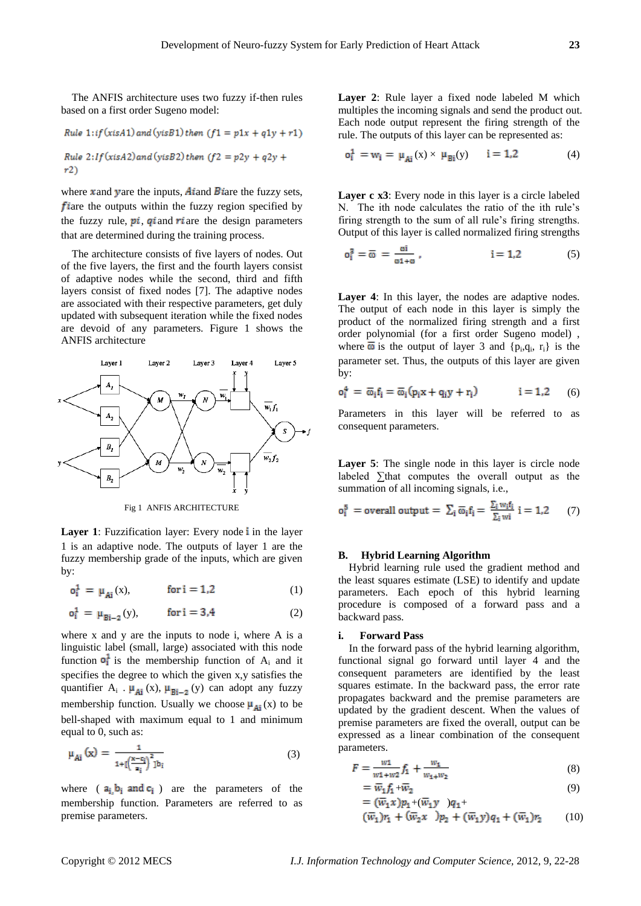The ANFIS architecture uses two fuzzy if-then rules based on a first order Sugeno model:

$$Rule\ 1: if\ (x is A1)\ and\ (y is B1)\ then\ (f1 = p1x + q1y + r1)$$

$$Rule\ 2: If\ (x is A2)\ and\ (y is B2)\ then\ (f2 = p2y + q2y + r2)$$

where $x$ and $y$ are the inputs, $Ai$ and $Bi$ are the fuzzy sets, $fi$ are the outputs within the fuzzy region specified by the fuzzy rule, $pi$, $qi$ and $ri$ are the design parameters that are determined during the training process.

The architecture consists of five layers of nodes. Out of the five layers, the first and the fourth layers consist of adaptive nodes while the second, third and fifth layers consist of fixed nodes [7]. The adaptive nodes are associated with their respective parameters, get duly updated with subsequent iteration while the fixed nodes are devoid of any parameters. Figure 1 shows the ANFIS architecture

Fig 1 ANFIS ARCHITECTURE

**Layer 1**: Fuzzification layer: Every node $i$ in the layer 1 is an adaptive node. The outputs of layer 1 are the fuzzy membership grade of the inputs, which are given by:

$$o_i^1 = \mu_{Ai}(x), \qquad \text{for } i = 1,2 \tag{1}$$

$$o_i^1 = \mu_{Bi-2}(y), \qquad \text{for } i = 3,4 \tag{2}$$

where x and y are the inputs to node i, where A is a linguistic label (small, large) associated with this node function $o_i^1$ is the membership function of $A_i$ and it specifies the degree to which the given x,y satisfies the quantifier $A_i$ . $\mu_{Ai}(x)$, $\mu_{Bi-2}(y)$ can adopt any fuzzy membership function. Usually we choose $\mu_{Ai}(x)$ to be bell-shaped with maximum equal to 1 and minimum equal to 0, such as:

$$\mu_{Ai}(x) = \frac{1}{1+[(\frac{x-c_i}{a_i})^2]b_i} \tag{3}$$

where ( $a_i, b_i$ and $c_i$ ) are the parameters of the membership function. Parameters are referred to as premise parameters.

**Layer 2**: Rule layer a fixed node labeled M which multiples the incoming signals and send the product out. Each node output represent the firing strength of the rule. The outputs of this layer can be represented as:

$$o_i^2 = w_i = \mu_{Ai}(x) \times \mu_{Bi}(y) \qquad i = 1,2 \tag{4}$$

**Layer c x3**: Every node in this layer is a circle labeled N. The ith node calculates the ratio of the ith rule's firing strength to the sum of all rule's firing strengths. Output of this layer is called normalized firing strengths

$$o_i^3 = \overline{\omega} = \frac{\omega i}{\omega 1 + \omega}, \qquad i = 1,2 \tag{5}$$

**Layer 4**: In this layer, the nodes are adaptive nodes. The output of each node in this layer is simply the product of the normalized firing strength and a first order polynomial (for a first order Sugeno model) , where $\overline{\omega}$ is the output of layer 3 and $\{p_i, q_i, r_i\}$ is the parameter set. Thus, the outputs of this layer are given by:

$$o_i^4 = \overline{\omega}_i f_i = \overline{\omega}_i (p_i x + q_i y + r_i) \qquad i = 1,2 \tag{6}$$

Parameters in this layer will be referred to as consequent parameters.

**Layer 5**: The single node in this layer is circle node labeled $\sum$ that computes the overall output as the summation of all incoming signals, i.e.,

$$o_i^5 = \text{overall output} = \sum_i \overline{\omega}_i f_i = \frac{\sum_i w_i f_i}{\sum_i wi} \quad i = 1,2 \tag{7}$$

## B. Hybrid Learning Algorithm

Hybrid learning rule used the gradient method and the least squares estimate (LSE) to identify and update parameters. Each epoch of this hybrid learning procedure is composed of a forward pass and a backward pass.

### i. Forward Pass

In the forward pass of the hybrid learning algorithm, functional signal go forward until layer 4 and the consequent parameters are identified by the least squares estimate. In the backward pass, the error rate propagates backward and the premise parameters are updated by the gradient descent. When the values of premise parameters are fixed the overall, output can be expressed as a linear combination of the consequent parameters.

$$F = \frac{w1}{w1+w2} f_1 + \frac{w_1}{w_1+w_2} \tag{8}$$

$$= \overline{w}_1 f_1 + \overline{w}_2 \tag{9}$$

$$= (\overline{w}_1 x) p_1 + (\overline{w}_1 y \ \ ) q_1 + (\overline{w}_1) r_1 + (\overline{w}_2 x \ \ ) p_2 + (\overline{w}_1 y) q_1 + (\overline{w}_1) r_2 \tag{10}$$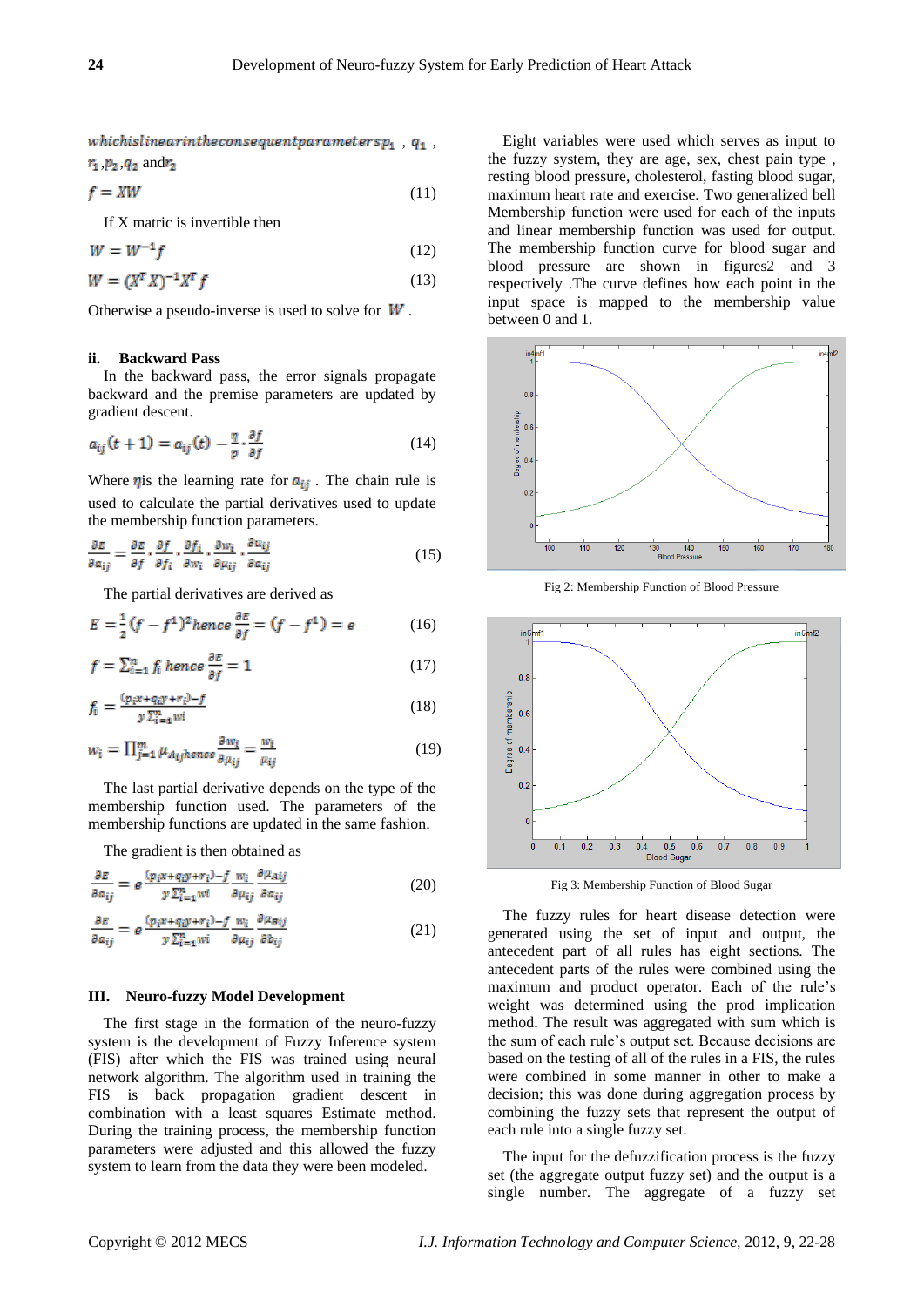$whichislinearintheconsequentparameters p_1$ , $q_1$ , $r_1$ ,$p_2$ ,$q_2$ and $r_2$

$$f = XW \quad (11)$$

If X matric is invertible then

$$W = W^{-1} f \quad (12)$$

$$W = (X^T X)^{-1} X^T f \quad (13)$$

Otherwise a pseudo-inverse is used to solve for $W$ .

### ii. Backward Pass

In the backward pass, the error signals propagate backward and the premise parameters are updated by gradient descent.

$$a_{ij}(t+1) = a_{ij}(t) - \frac{\eta}{p} \cdot \frac{\partial f}{\partial f} \quad (14)$$

Where $\eta$ is the learning rate for $a_{ij}$ . The chain rule is used to calculate the partial derivatives used to update the membership function parameters.

$$\frac{\partial E}{\partial a_{ij}} = \frac{\partial E}{\partial f} \cdot \frac{\partial f}{\partial f_i} \cdot \frac{\partial f_i}{\partial w_i} \cdot \frac{\partial w_i}{\partial \mu_{ij}} \cdot \frac{\partial u_{ij}}{\partial a_{ij}} \quad (15)$$

The partial derivatives are derived as

$$E = \frac{1}{2}(f - f^1)^2 hence \frac{\partial E}{\partial f} = (f - f^1) = e \quad (16)$$

$$f = \sum_{i=1}^{n} f_i \ hence \frac{\partial E}{\partial f} = 1 \quad (17)$$

$$f_i = \frac{(p_i x + q_i y + r_i) - f}{y \sum_{i=1}^{n} wi} \quad (18)$$

$$w_i = \prod_{j=1}^{m} \mu_{A_{ij} hence} \frac{\partial w_i}{\partial \mu_{ij}} = \frac{w_i}{\mu_{ij}} \quad (19)$$

The last partial derivative depends on the type of the membership function used. The parameters of the membership functions are updated in the same fashion.

The gradient is then obtained as

$$\frac{\partial E}{\partial a_{ij}} = e \frac{(p_i x + q_i y + r_i) - f}{y \sum_{i=1}^{n} wi} \frac{w_i}{\partial \mu_{ij}} \frac{\partial \mu_{aij}}{\partial a_{ij}} \quad (20)$$

$$\frac{\partial E}{\partial a_{ij}} = e \frac{(p_i x + q_i y + r_i) - f}{y \sum_{i=1}^{n} wi} \frac{w_i}{\partial \mu_{ij}} \frac{\partial \mu_{Bij}}{\partial b_{ij}} \quad (21)$$

## III. Neuro-fuzzy Model Development

The first stage in the formation of the neuro-fuzzy system is the development of Fuzzy Inference system (FIS) after which the FIS was trained using neural network algorithm. The algorithm used in training the FIS is back propagation gradient descent in combination with a least squares Estimate method. During the training process, the membership function parameters were adjusted and this allowed the fuzzy system to learn from the data they were been modeled.

Eight variables were used which serves as input to the fuzzy system, they are age, sex, chest pain type , resting blood pressure, cholesterol, fasting blood sugar, maximum heart rate and exercise. Two generalized bell Membership function were used for each of the inputs and linear membership function was used for output. The membership function curve for blood sugar and blood pressure are shown in figures2 and 3 respectively .The curve defines how each point in the input space is mapped to the membership value between 0 and 1.

Fig 2: Membership Function of Blood Pressure

Fig 3: Membership Function of Blood Sugar

The fuzzy rules for heart disease detection were generated using the set of input and output, the antecedent part of all rules has eight sections. The antecedent parts of the rules were combined using the maximum and product operator. Each of the rule's weight was determined using the prod implication method. The result was aggregated with sum which is the sum of each rule's output set. Because decisions are based on the testing of all of the rules in a FIS, the rules were combined in some manner in other to make a decision; this was done during aggregation process by combining the fuzzy sets that represent the output of each rule into a single fuzzy set.

The input for the defuzzification process is the fuzzy set (the aggregate output fuzzy set) and the output is a single number. The aggregate of a fuzzy set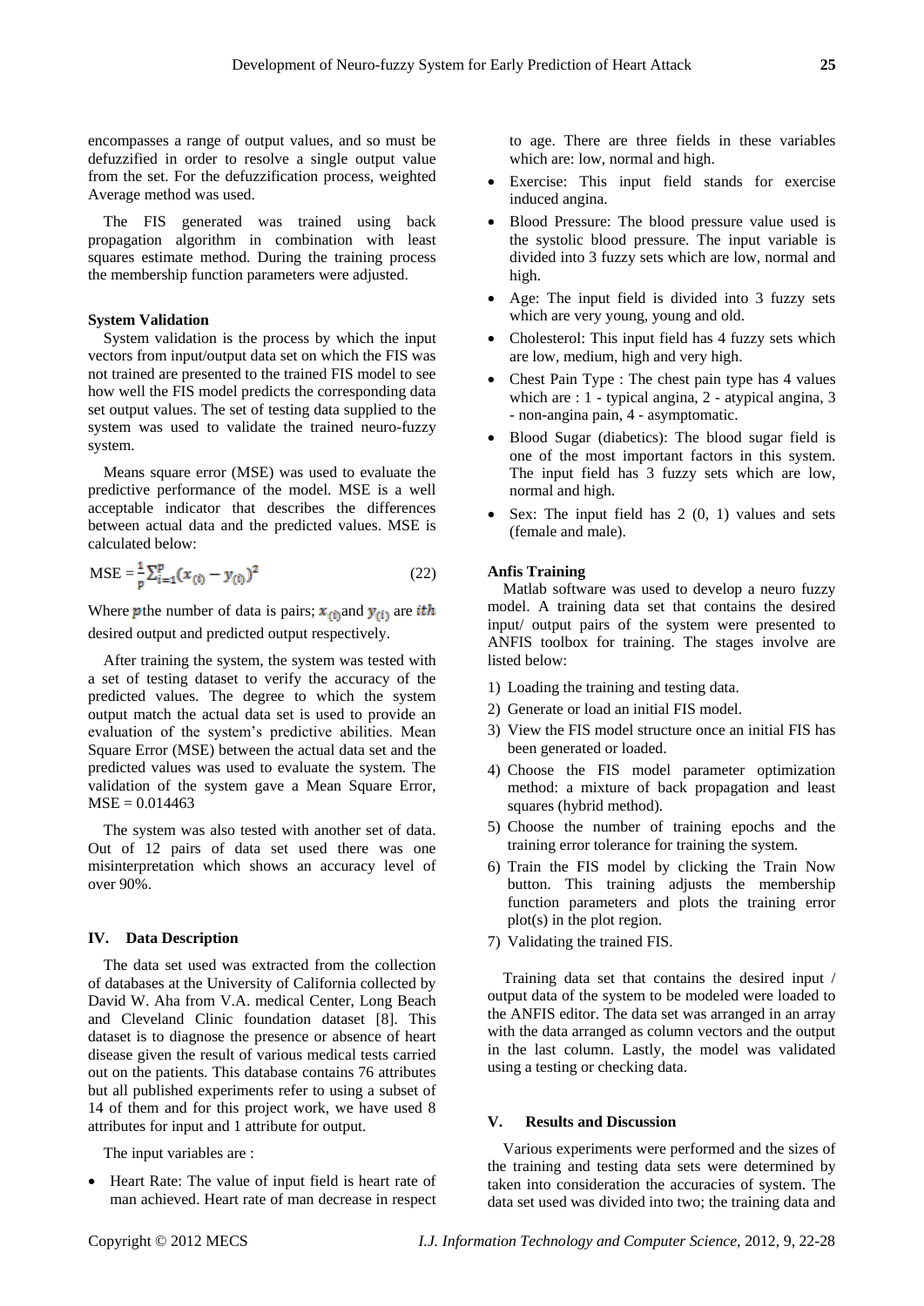encompasses a range of output values, and so must be defuzzified in order to resolve a single output value from the set. For the defuzzification process, weighted Average method was used.

The FIS generated was trained using back propagation algorithm in combination with least squares estimate method. During the training process the membership function parameters were adjusted.

**System Validation**

System validation is the process by which the input vectors from input/output data set on which the FIS was not trained are presented to the trained FIS model to see how well the FIS model predicts the corresponding data set output values. The set of testing data supplied to the system was used to validate the trained neuro-fuzzy system.

Means square error (MSE) was used to evaluate the predictive performance of the model. MSE is a well acceptable indicator that describes the differences between actual data and the predicted values. MSE is calculated below:

$$\text{MSE} = \frac{1}{p}\sum_{i=1}^{p}(x_{(i)} - y_{(i)})^2 \qquad (22)$$

Where $p$ the number of data is pairs; $x_{(i)}$ and $y_{(i)}$ are $ith$ desired output and predicted output respectively.

After training the system, the system was tested with a set of testing dataset to verify the accuracy of the predicted values. The degree to which the system output match the actual data set is used to provide an evaluation of the system's predictive abilities. Mean Square Error (MSE) between the actual data set and the predicted values was used to evaluate the system. The validation of the system gave a Mean Square Error, MSE = 0.014463

The system was also tested with another set of data. Out of 12 pairs of data set used there was one misinterpretation which shows an accuracy level of over 90%.

## IV. Data Description

The data set used was extracted from the collection of databases at the University of California collected by David W. Aha from V.A. medical Center, Long Beach and Cleveland Clinic foundation dataset [8]. This dataset is to diagnose the presence or absence of heart disease given the result of various medical tests carried out on the patients. This database contains 76 attributes but all published experiments refer to using a subset of 14 of them and for this project work, we have used 8 attributes for input and 1 attribute for output.

The input variables are :

- Heart Rate: The value of input field is heart rate of man achieved. Heart rate of man decrease in respect to age. There are three fields in these variables which are: low, normal and high.
- Exercise: This input field stands for exercise induced angina.
- Blood Pressure: The blood pressure value used is the systolic blood pressure. The input variable is divided into 3 fuzzy sets which are low, normal and high.
- Age: The input field is divided into 3 fuzzy sets which are very young, young and old.
- Cholesterol: This input field has 4 fuzzy sets which are low, medium, high and very high.
- Chest Pain Type : The chest pain type has 4 values which are : 1 - typical angina, 2 - atypical angina, 3 - non-angina pain, 4 - asymptomatic.
- Blood Sugar (diabetics): The blood sugar field is one of the most important factors in this system. The input field has 3 fuzzy sets which are low, normal and high.
- Sex: The input field has 2 (0, 1) values and sets (female and male).

**Anfis Training**

Matlab software was used to develop a neuro fuzzy model. A training data set that contains the desired input/ output pairs of the system were presented to ANFIS toolbox for training. The stages involve are listed below:

1) Loading the training and testing data.
2) Generate or load an initial FIS model.
3) View the FIS model structure once an initial FIS has been generated or loaded.
4) Choose the FIS model parameter optimization method: a mixture of back propagation and least squares (hybrid method).
5) Choose the number of training epochs and the training error tolerance for training the system.
6) Train the FIS model by clicking the Train Now button. This training adjusts the membership function parameters and plots the training error plot(s) in the plot region.
7) Validating the trained FIS.

Training data set that contains the desired input / output data of the system to be modeled were loaded to the ANFIS editor. The data set was arranged in an array with the data arranged as column vectors and the output in the last column. Lastly, the model was validated using a testing or checking data.

## V. Results and Discussion

Various experiments were performed and the sizes of the training and testing data sets were determined by taken into consideration the accuracies of system. The data set used was divided into two; the training data and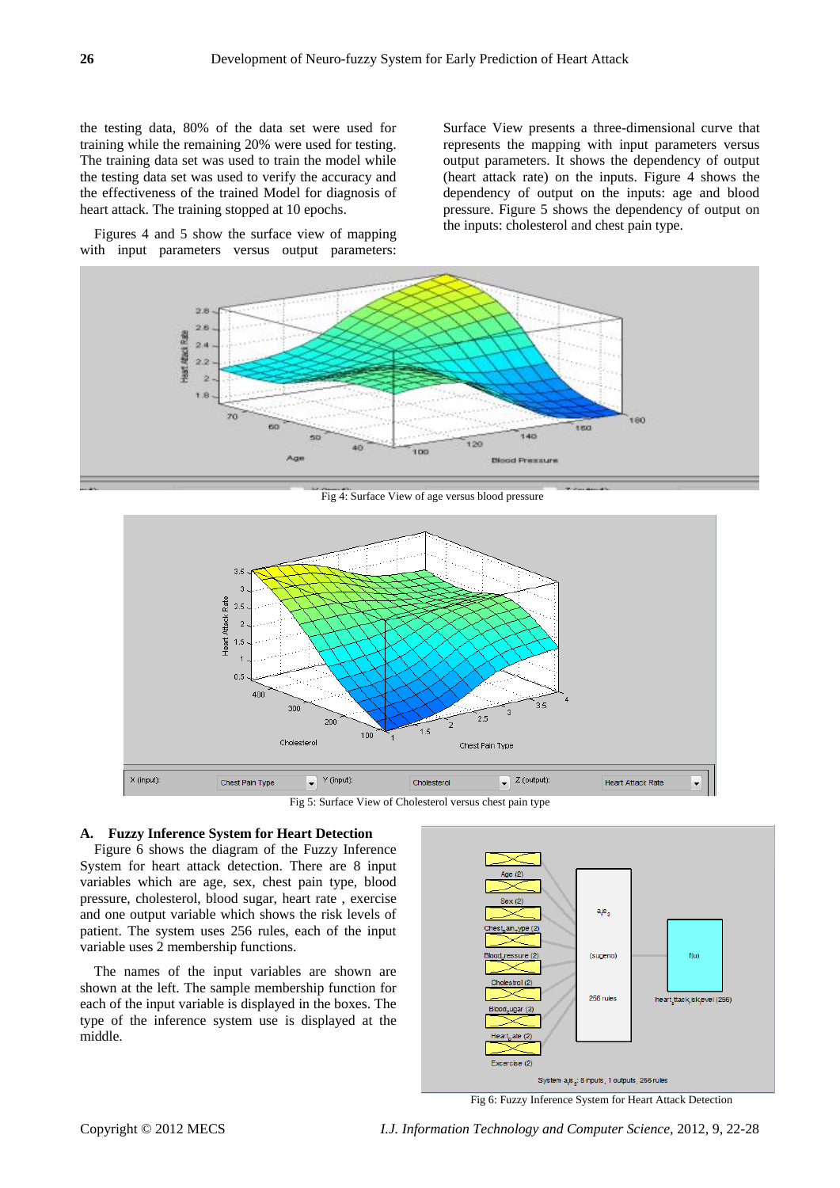the testing data, 80% of the data set were used for training while the remaining 20% were used for testing. The training data set was used to train the model while the testing data set was used to verify the accuracy and the effectiveness of the trained Model for diagnosis of heart attack. The training stopped at 10 epochs.

Figures 4 and 5 show the surface view of mapping with input parameters versus output parameters: Surface View presents a three-dimensional curve that represents the mapping with input parameters versus output parameters. It shows the dependency of output (heart attack rate) on the inputs. Figure 4 shows the dependency of output on the inputs: age and blood pressure. Figure 5 shows the dependency of output on the inputs: cholesterol and chest pain type.

Fig 4: Surface View of age versus blood pressure

Fig 5: Surface View of Cholesterol versus chest pain type

### A. Fuzzy Inference System for Heart Detection

Figure 6 shows the diagram of the Fuzzy Inference System for heart attack detection. There are 8 input variables which are age, sex, chest pain type, blood pressure, cholesterol, blood sugar, heart rate , exercise and one output variable which shows the risk levels of patient. The system uses 256 rules, each of the input variable uses 2 membership functions.

The names of the input variables are shown are shown at the left. The sample membership function for each of the input variable is displayed in the boxes. The type of the inference system use is displayed at the middle.

Fig 6: Fuzzy Inference System for Heart Attack Detection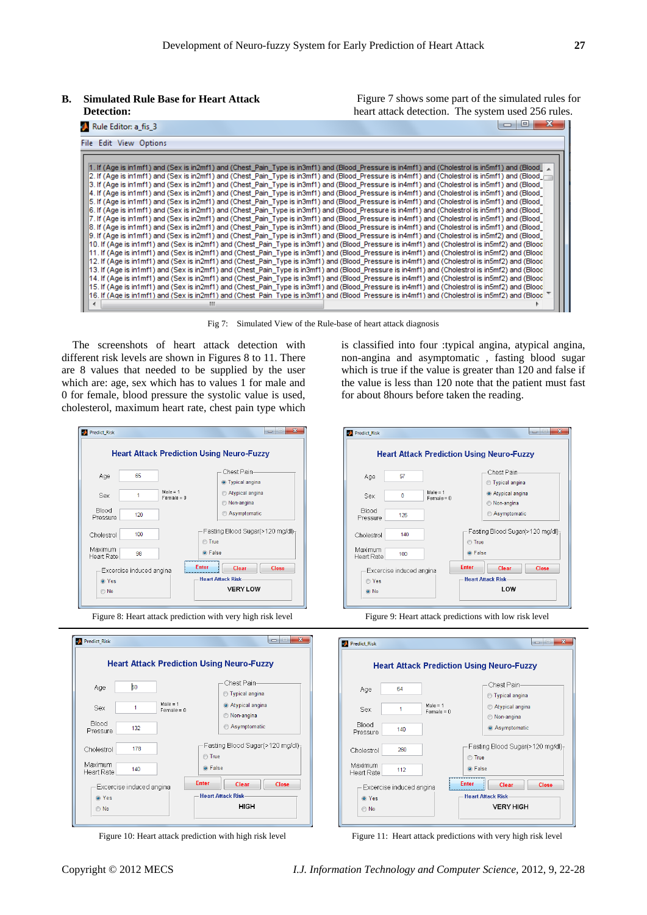## B. Simulated Rule Base for Heart Attack Detection:

Figure 7 shows some part of the simulated rules for heart attack detection. The system used 256 rules.

Fig 7: Simulated View of the Rule-base of heart attack diagnosis

The screenshots of heart attack detection with different risk levels are shown in Figures 8 to 11. There are 8 values that needed to be supplied by the user which are: age, sex which has to values 1 for male and 0 for female, blood pressure the systolic value is used, cholesterol, maximum heart rate, chest pain type which is classified into four :typical angina, atypical angina, non-angina and asymptomatic , fasting blood sugar which is true if the value is greater than 120 and false if the value is less than 120 note that the patient must fast for about 8hours before taken the reading.

Figure 8: Heart attack prediction with very high risk level

Figure 9: Heart attack predictions with low risk level

Figure 10: Heart attack prediction with high risk level

Figure 11: Heart attack predictions with very high risk level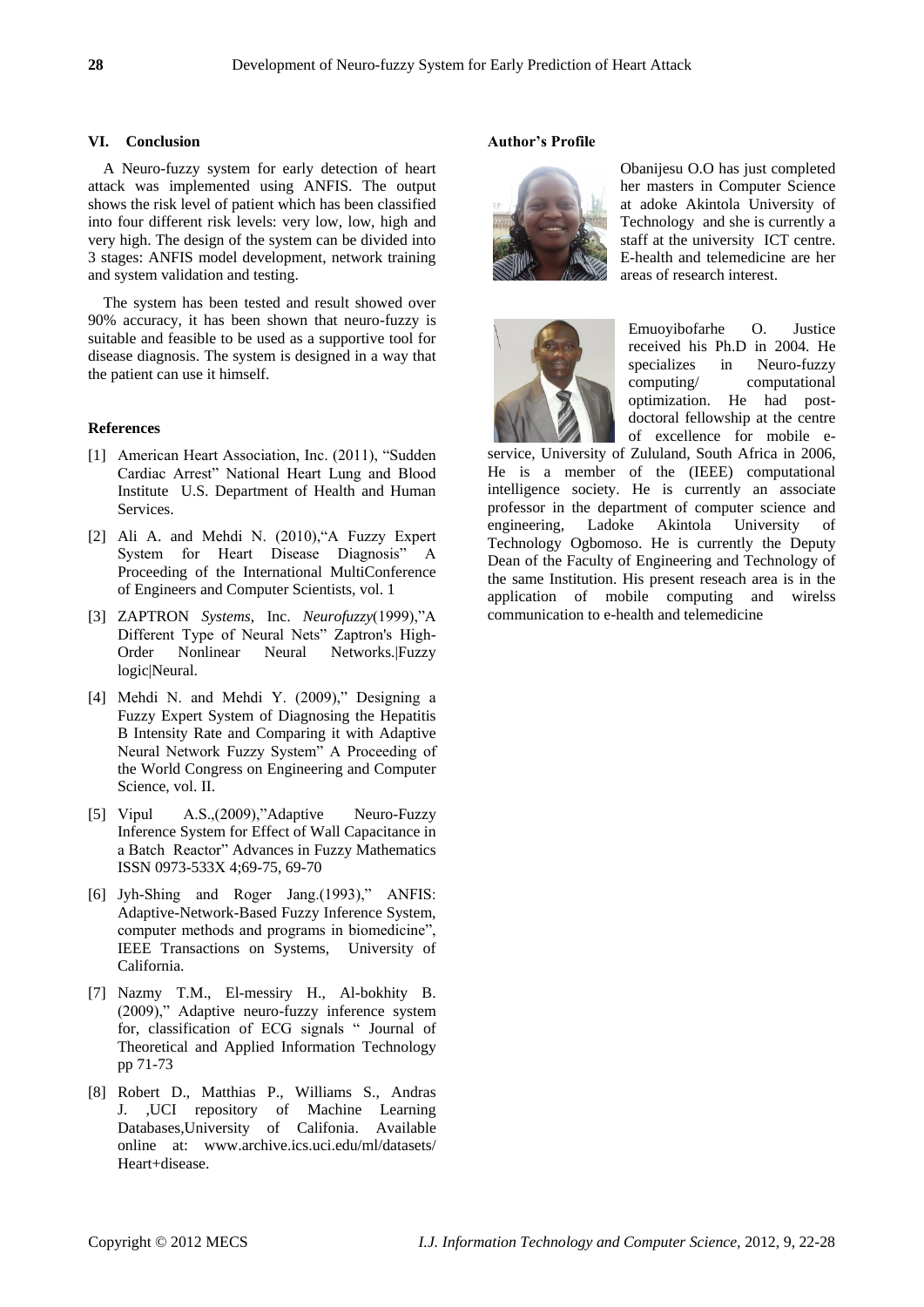## VI. Conclusion

A Neuro-fuzzy system for early detection of heart attack was implemented using ANFIS. The output shows the risk level of patient which has been classified into four different risk levels: very low, low, high and very high. The design of the system can be divided into 3 stages: ANFIS model development, network training and system validation and testing.

The system has been tested and result showed over 90% accuracy, it has been shown that neuro-fuzzy is suitable and feasible to be used as a supportive tool for disease diagnosis. The system is designed in a way that the patient can use it himself.

## References

[1] American Heart Association, Inc. (2011), "Sudden Cardiac Arrest" National Heart Lung and Blood Institute U.S. Department of Health and Human Services.

[2] Ali A. and Mehdi N. (2010),"A Fuzzy Expert System for Heart Disease Diagnosis" A Proceeding of the International MultiConference of Engineers and Computer Scientists, vol. 1

[3] ZAPTRON *Systems*, Inc. *Neurofuzzy*(1999),"A Different Type of Neural Nets" Zaptron's High-Order Nonlinear Neural Networks.|Fuzzy logic|Neural.

[4] Mehdi N. and Mehdi Y. (2009)," Designing a Fuzzy Expert System of Diagnosing the Hepatitis B Intensity Rate and Comparing it with Adaptive Neural Network Fuzzy System" A Proceeding of the World Congress on Engineering and Computer Science, vol. II.

[5] Vipul A.S.,(2009),"Adaptive Neuro-Fuzzy Inference System for Effect of Wall Capacitance in a Batch Reactor" Advances in Fuzzy Mathematics ISSN 0973-533X 4;69-75, 69-70

[6] Jyh-Shing and Roger Jang.(1993)," ANFIS: Adaptive-Network-Based Fuzzy Inference System, computer methods and programs in biomedicine", IEEE Transactions on Systems, University of California.

[7] Nazmy T.M., El-messiry H., Al-bokhity B. (2009)," Adaptive neuro-fuzzy inference system for, classification of ECG signals " Journal of Theoretical and Applied Information Technology pp 71-73

[8] Robert D., Matthias P., Williams S., Andras J. ,UCI repository of Machine Learning Databases,University of Califonia. Available online at: www.archive.ics.uci.edu/ml/datasets/ Heart+disease.

**Author's Profile**

Obanijesu O.O has just completed her masters in Computer Science at adoke Akintola University of Technology and she is currently a staff at the university ICT centre. E-health and telemedicine are her areas of research interest.

Emuoyibofarhe O. Justice received his Ph.D in 2004. He specializes in Neuro-fuzzy computing/ computational optimization. He had post-doctoral fellowship at the centre of excellence for mobile e-service, University of Zululand, South Africa in 2006, He is a member of the (IEEE) computational intelligence society. He is currently an associate professor in the department of computer science and engineering, Ladoke Akintola University of Technology Ogbomoso. He is currently the Deputy Dean of the Faculty of Engineering and Technology of the same Institution. His present reseach area is in the application of mobile computing and wirelss communication to e-health and telemedicine